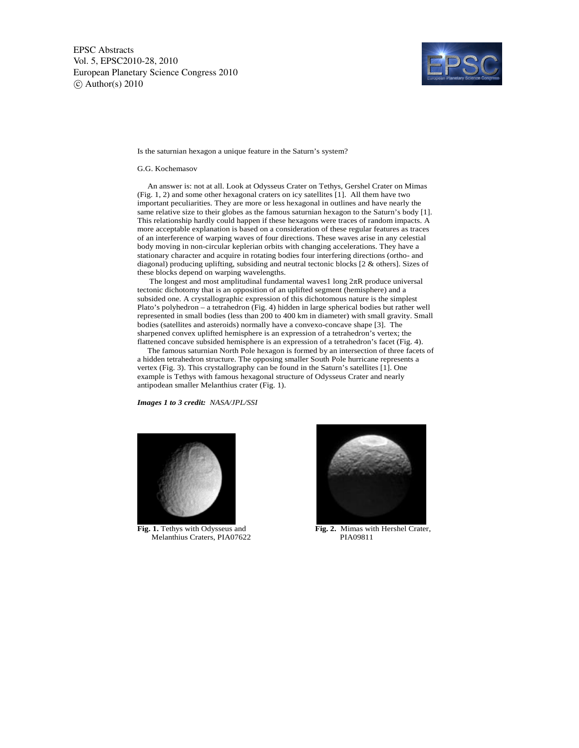Is the saturnian hexagon a unique feature in the Saturn's system?

G.G. Kochemasov

An answer is: not at all. Look at Odysseus Crater on Tethys, Gershel Crater on Mimas (Fig. 1, 2) and some other hexagonal craters on icy satellites [1]. All them have two important peculiarities. They are more or less hexagonal in outlines and have nearly the same relative size to their globes as the famous saturnian hexagon to the Saturn's body [1]. This relationship hardly could happen if these hexagons were traces of random impacts. A more acceptable explanation is based on a consideration of these regular features as traces of an interference of warping waves of four directions. These waves arise in any celestial body moving in non-circular keplerian orbits with changing accelerations. They have a stationary character and acquire in rotating bodies four interfering directions (ortho- and diagonal) producing uplifting, subsiding and neutral tectonic blocks [2 & others]. Sizes of these blocks depend on warping wavelengths.

The longest and most amplitudinal fundamental waves1 long $2\pi R$ produce universal tectonic dichotomy that is an opposition of an uplifted segment (hemisphere) and a subsided one. A crystallographic expression of this dichotomous nature is the simplest Plato's polyhedron – a tetrahedron (Fig. 4) hidden in large spherical bodies but rather well represented in small bodies (less than 200 to 400 km in diameter) with small gravity. Small bodies (satellites and asteroids) normally have a convexo-concave shape [3]. The sharpened convex uplifted hemisphere is an expression of a tetrahedron's vertex; the flattened concave subsided hemisphere is an expression of a tetrahedron's facet (Fig. 4).

The famous saturnian North Pole hexagon is formed by an intersection of three facets of a hidden tetrahedron structure. The opposing smaller South Pole hurricane represents a vertex (Fig. 3). This crystallography can be found in the Saturn's satellites [1]. One example is Tethys with famous hexagonal structure of Odysseus Crater and nearly antipodean smaller Melanthius crater (Fig. 1).

***Images 1 to 3 credit:*** *NASA/JPL/SSI*

**Fig. 1.** Tethys with Odysseus and Melanthius Craters, PIA07622

**Fig. 2.** Mimas with Hershel Crater, PIA09811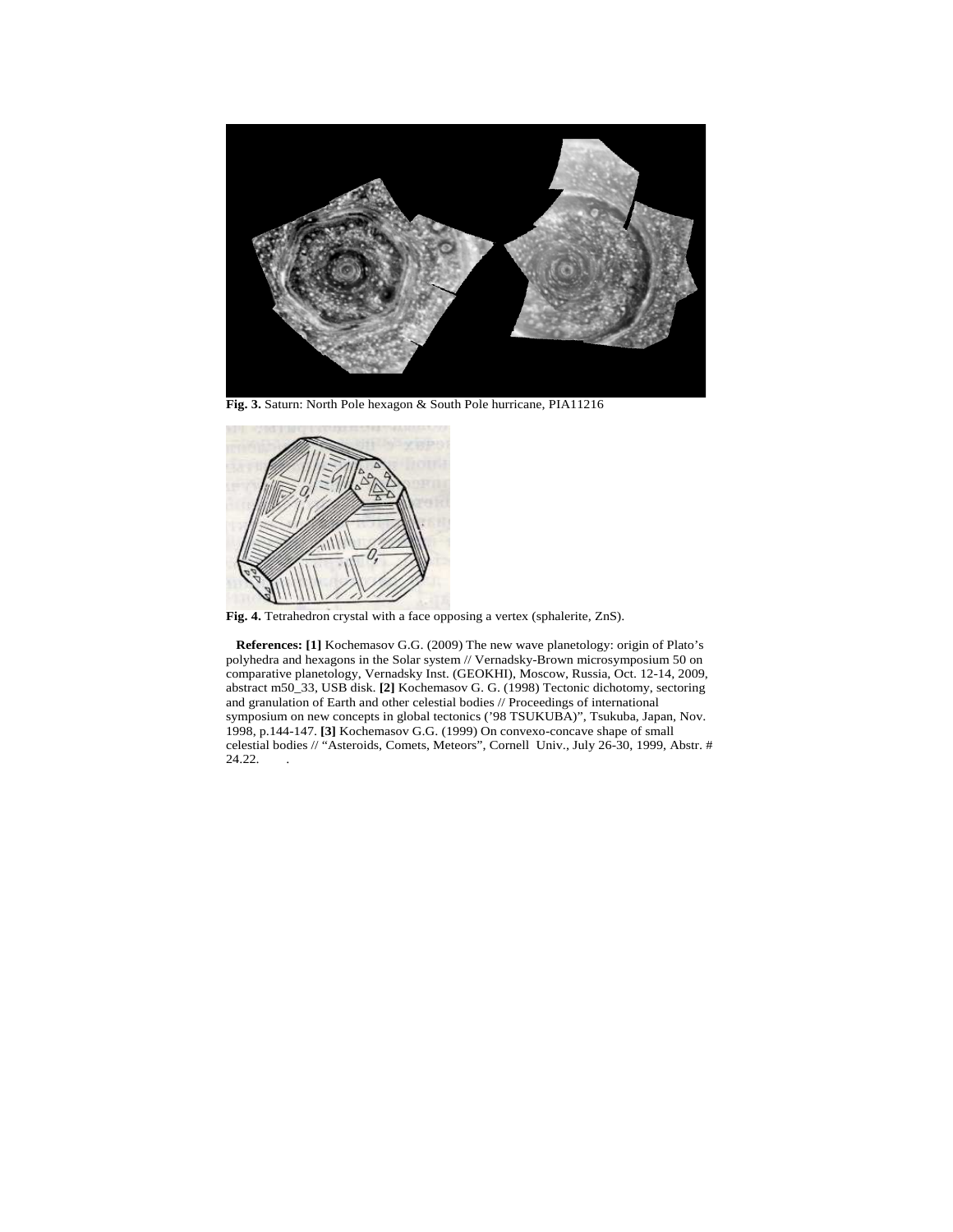**Fig. 3.** Saturn: North Pole hexagon & South Pole hurricane, PIA11216

**Fig. 4.** Tetrahedron crystal with a face opposing a vertex (sphalerite, ZnS).

**References: [1]** Kochemasov G.G. (2009) The new wave planetology: origin of Plato's polyhedra and hexagons in the Solar system // Vernadsky-Brown microsymposium 50 on comparative planetology, Vernadsky Inst. (GEOKHI), Moscow, Russia, Oct. 12-14, 2009, abstract m50_33, USB disk. **[2]** Kochemasov G. G. (1998) Tectonic dichotomy, sectoring and granulation of Earth and other celestial bodies // Proceedings of international symposium on new concepts in global tectonics ('98 TSUKUBA)", Tsukuba, Japan, Nov. 1998, p.144-147. **[3]** Kochemasov G.G. (1999) On convexo-concave shape of small celestial bodies // "Asteroids, Comets, Meteors", Cornell Univ., July 26-30, 1999, Abstr. # 24.22.